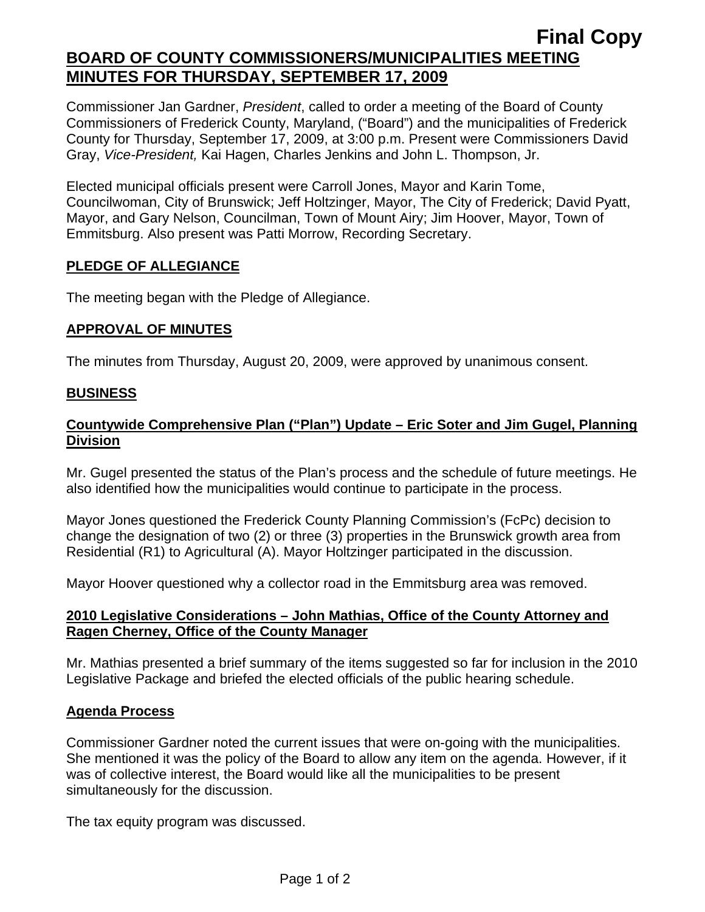**Final Copy**

# BOARD OF COUNTY COMMISSIONERS/MUNICIPALITIES MEETING MINUTES FOR THURSDAY, SEPTEMBER 17, 2009

Commissioner Jan Gardner, *President*, called to order a meeting of the Board of County Commissioners of Frederick County, Maryland, ("Board") and the municipalities of Frederick County for Thursday, September 17, 2009, at 3:00 p.m. Present were Commissioners David Gray, *Vice-President,* Kai Hagen, Charles Jenkins and John L. Thompson, Jr.

Elected municipal officials present were Carroll Jones, Mayor and Karin Tome, Councilwoman, City of Brunswick; Jeff Holtzinger, Mayor, The City of Frederick; David Pyatt, Mayor, and Gary Nelson, Councilman, Town of Mount Airy; Jim Hoover, Mayor, Town of Emmitsburg. Also present was Patti Morrow, Recording Secretary.

## PLEDGE OF ALLEGIANCE

The meeting began with the Pledge of Allegiance.

## APPROVAL OF MINUTES

The minutes from Thursday, August 20, 2009, were approved by unanimous consent.

## BUSINESS

### Countywide Comprehensive Plan ("Plan") Update – Eric Soter and Jim Gugel, Planning Division

Mr. Gugel presented the status of the Plan's process and the schedule of future meetings. He also identified how the municipalities would continue to participate in the process.

Mayor Jones questioned the Frederick County Planning Commission's (FcPc) decision to change the designation of two (2) or three (3) properties in the Brunswick growth area from Residential (R1) to Agricultural (A). Mayor Holtzinger participated in the discussion.

Mayor Hoover questioned why a collector road in the Emmitsburg area was removed.

### 2010 Legislative Considerations – John Mathias, Office of the County Attorney and Ragen Cherney, Office of the County Manager

Mr. Mathias presented a brief summary of the items suggested so far for inclusion in the 2010 Legislative Package and briefed the elected officials of the public hearing schedule.

### Agenda Process

Commissioner Gardner noted the current issues that were on-going with the municipalities. She mentioned it was the policy of the Board to allow any item on the agenda. However, if it was of collective interest, the Board would like all the municipalities to be present simultaneously for the discussion.

The tax equity program was discussed.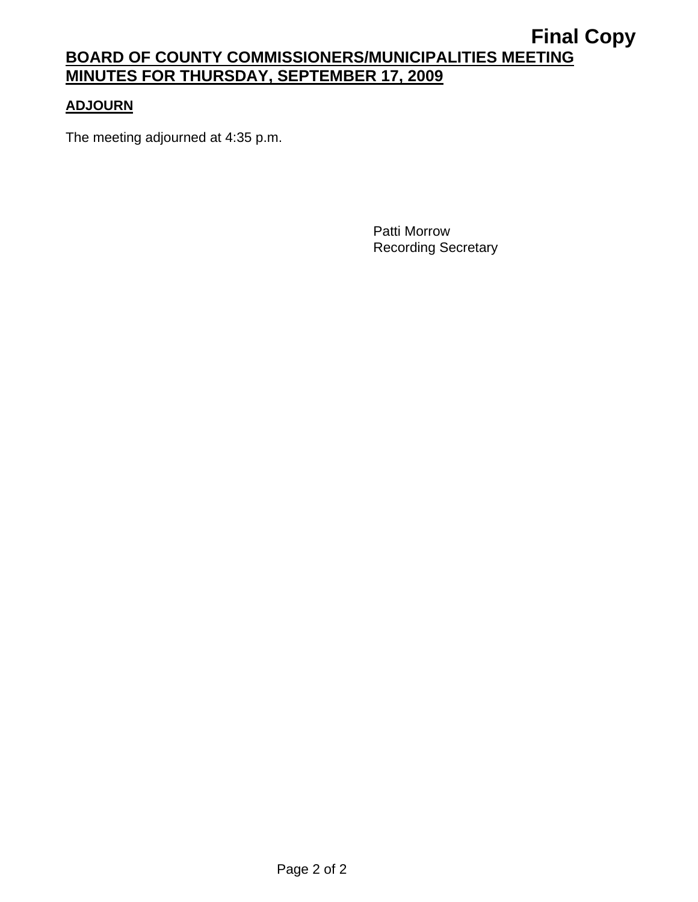**Final Copy**

**BOARD OF COUNTY COMMISSIONERS/MUNICIPALITIES MEETING MINUTES FOR THURSDAY, SEPTEMBER 17, 2009**

**ADJOURN**

The meeting adjourned at 4:35 p.m.

Patti Morrow
Recording Secretary